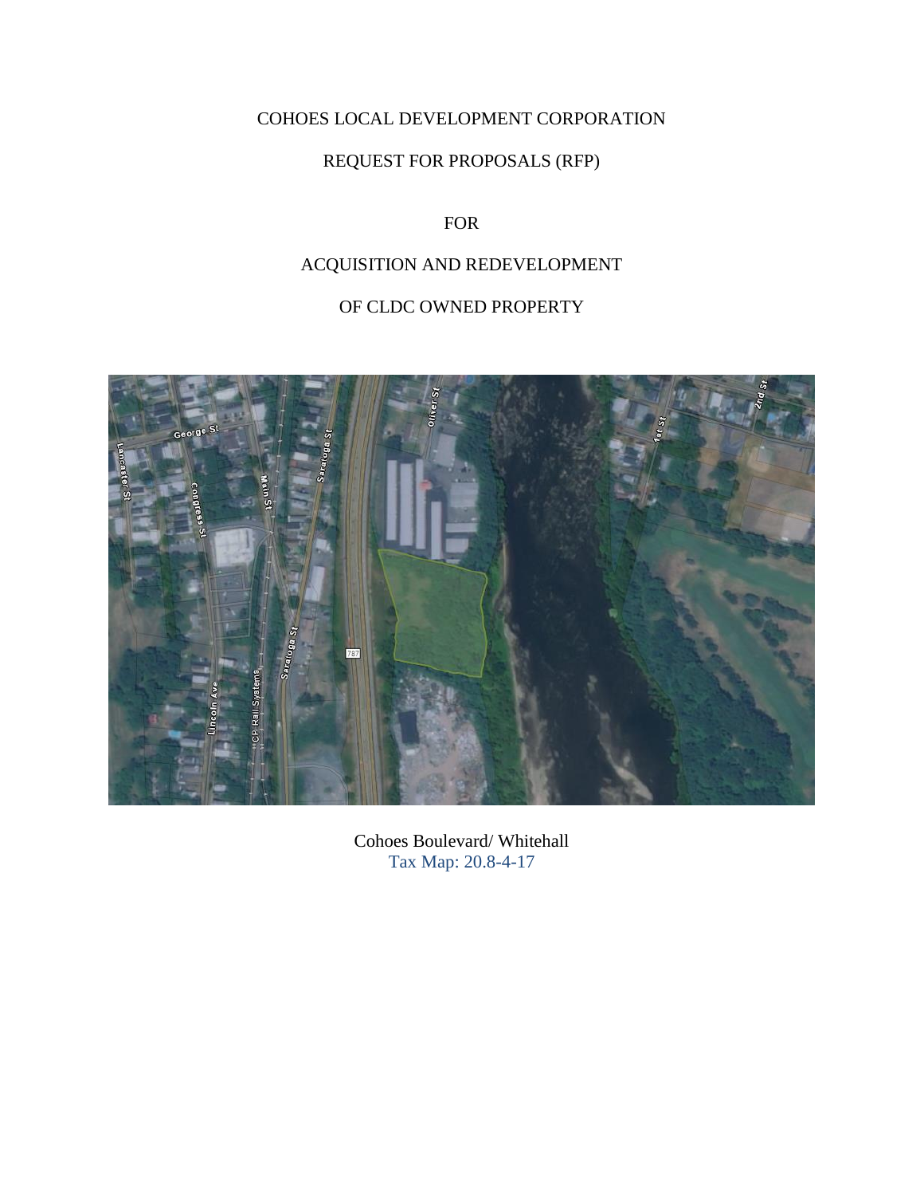COHOES LOCAL DEVELOPMENT CORPORATION

REQUEST FOR PROPOSALS (RFP)

FOR

ACQUISITION AND REDEVELOPMENT

OF CLDC OWNED PROPERTY

Cohoes Boulevard/ Whitehall

Tax Map: 20.8-4-17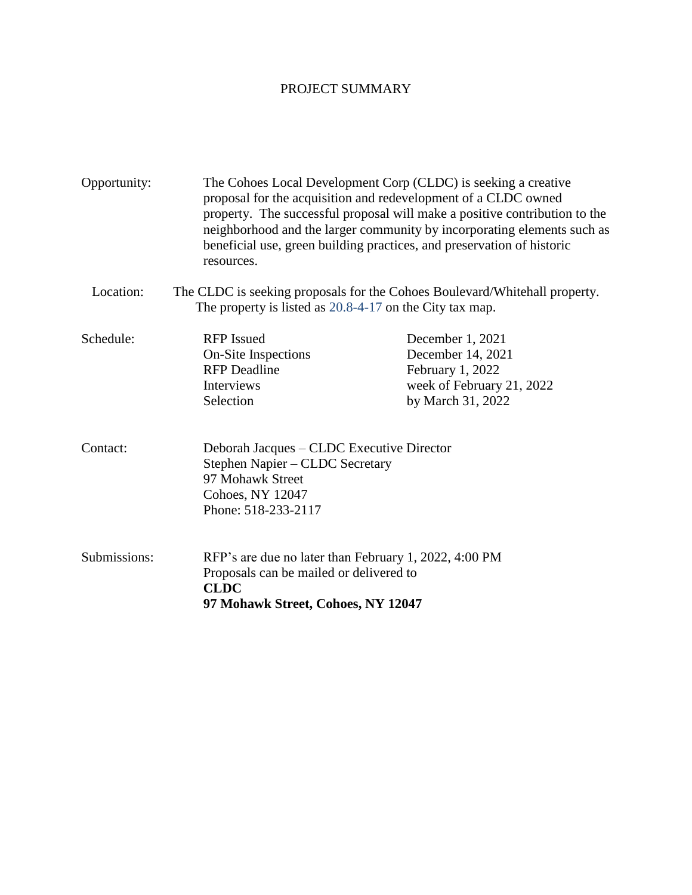# PROJECT SUMMARY

**Opportunity:** The Cohoes Local Development Corp (CLDC) is seeking a creative proposal for the acquisition and redevelopment of a CLDC owned property. The successful proposal will make a positive contribution to the neighborhood and the larger community by incorporating elements such as beneficial use, green building practices, and preservation of historic resources.

**Location:** The CLDC is seeking proposals for the Cohoes Boulevard/Whitehall property. The property is listed as 20.8-4-17 on the City tax map.

**Schedule:**

| | |
|---|---|
| RFP Issued | December 1, 2021 |
| On-Site Inspections | December 14, 2021 |
| RFP Deadline | February 1, 2022 |
| Interviews | week of February 21, 2022 |
| Selection | by March 31, 2022 |

**Contact:**

Deborah Jacques – CLDC Executive Director
Stephen Napier – CLDC Secretary
97 Mohawk Street
Cohoes, NY 12047
Phone: 518-233-2117

**Submissions:**

RFP's are due no later than February 1, 2022, 4:00 PM
Proposals can be mailed or delivered to
**CLDC**
**97 Mohawk Street, Cohoes, NY 12047**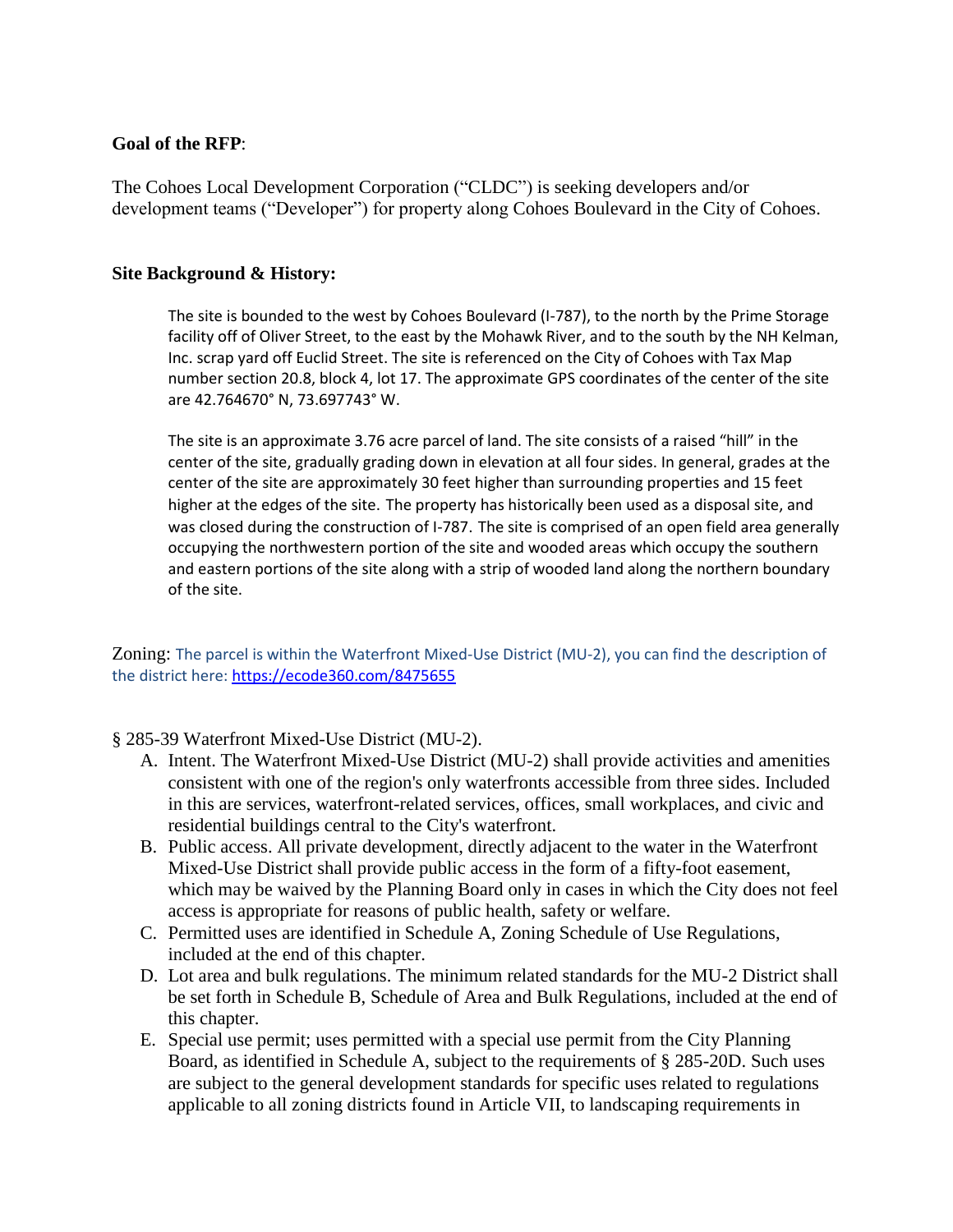**Goal of the RFP**:

The Cohoes Local Development Corporation ("CLDC") is seeking developers and/or development teams ("Developer") for property along Cohoes Boulevard in the City of Cohoes.

**Site Background & History:**

The site is bounded to the west by Cohoes Boulevard (I-787), to the north by the Prime Storage facility off of Oliver Street, to the east by the Mohawk River, and to the south by the NH Kelman, Inc. scrap yard off Euclid Street. The site is referenced on the City of Cohoes with Tax Map number section 20.8, block 4, lot 17. The approximate GPS coordinates of the center of the site are 42.764670° N, 73.697743° W.

The site is an approximate 3.76 acre parcel of land. The site consists of a raised "hill" in the center of the site, gradually grading down in elevation at all four sides. In general, grades at the center of the site are approximately 30 feet higher than surrounding properties and 15 feet higher at the edges of the site. The property has historically been used as a disposal site, and was closed during the construction of I-787. The site is comprised of an open field area generally occupying the northwestern portion of the site and wooded areas which occupy the southern and eastern portions of the site along with a strip of wooded land along the northern boundary of the site.

Zoning: The parcel is within the Waterfront Mixed-Use District (MU-2), you can find the description of the district here: https://ecode360.com/8475655

§ 285-39 Waterfront Mixed-Use District (MU-2).

A. Intent. The Waterfront Mixed-Use District (MU-2) shall provide activities and amenities consistent with one of the region's only waterfronts accessible from three sides. Included in this are services, waterfront-related services, offices, small workplaces, and civic and residential buildings central to the City's waterfront.

B. Public access. All private development, directly adjacent to the water in the Waterfront Mixed-Use District shall provide public access in the form of a fifty-foot easement, which may be waived by the Planning Board only in cases in which the City does not feel access is appropriate for reasons of public health, safety or welfare.

C. Permitted uses are identified in Schedule A, Zoning Schedule of Use Regulations, included at the end of this chapter.

D. Lot area and bulk regulations. The minimum related standards for the MU-2 District shall be set forth in Schedule B, Schedule of Area and Bulk Regulations, included at the end of this chapter.

E. Special use permit; uses permitted with a special use permit from the City Planning Board, as identified in Schedule A, subject to the requirements of § 285-20D. Such uses are subject to the general development standards for specific uses related to regulations applicable to all zoning districts found in Article VII, to landscaping requirements in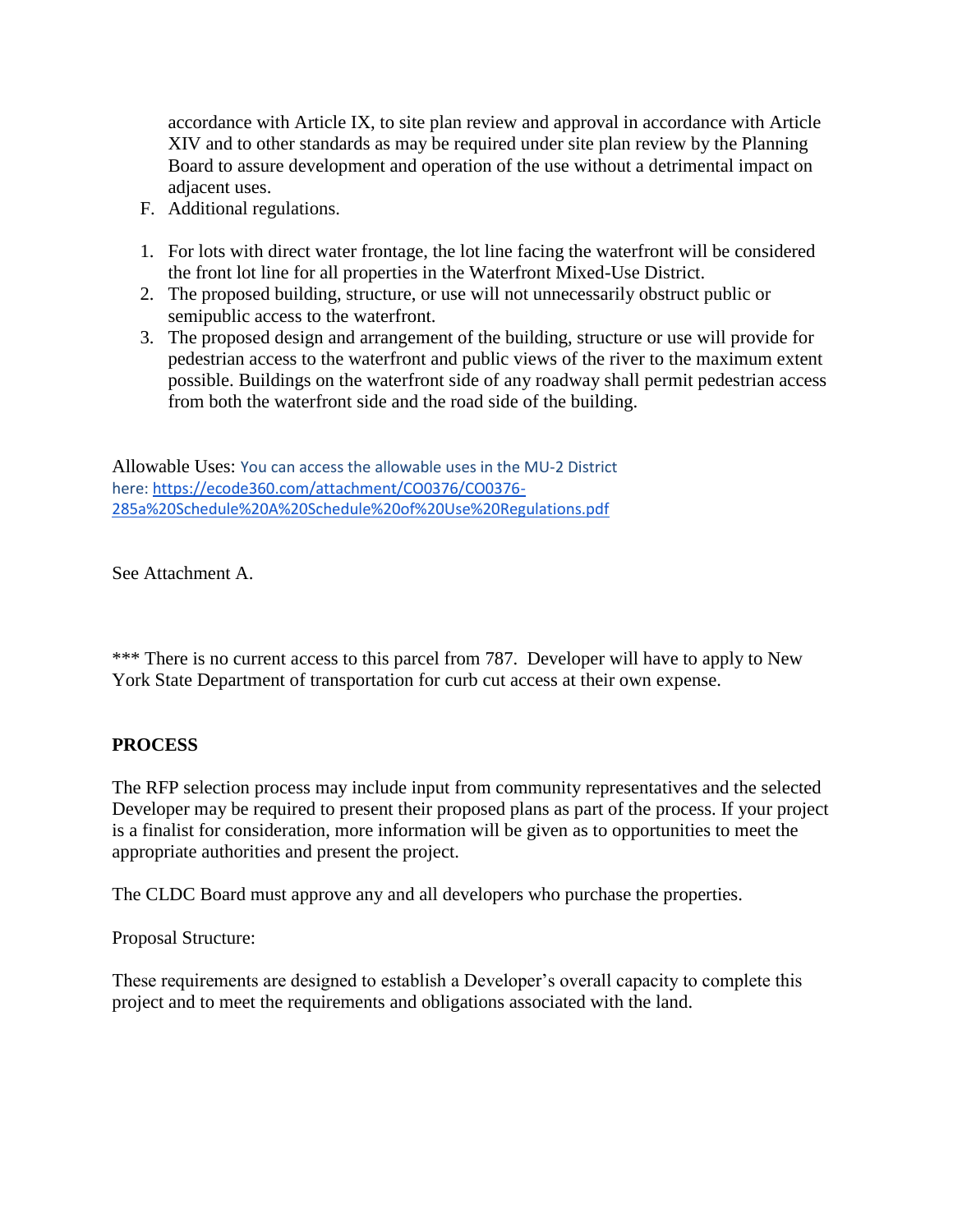accordance with Article IX, to site plan review and approval in accordance with Article XIV and to other standards as may be required under site plan review by the Planning Board to assure development and operation of the use without a detrimental impact on adjacent uses.

F. Additional regulations.

1. For lots with direct water frontage, the lot line facing the waterfront will be considered the front lot line for all properties in the Waterfront Mixed-Use District.
2. The proposed building, structure, or use will not unnecessarily obstruct public or semipublic access to the waterfront.
3. The proposed design and arrangement of the building, structure or use will provide for pedestrian access to the waterfront and public views of the river to the maximum extent possible. Buildings on the waterfront side of any roadway shall permit pedestrian access from both the waterfront side and the road side of the building.

Allowable Uses: You can access the allowable uses in the MU-2 District here: [https://ecode360.com/attachment/CO0376/CO0376-285a%20Schedule%20A%20Schedule%20of%20Use%20Regulations.pdf](https://ecode360.com/attachment/CO0376/CO0376-285a%20Schedule%20A%20Schedule%20of%20Use%20Regulations.pdf)

See Attachment A.

*** There is no current access to this parcel from 787. Developer will have to apply to New York State Department of transportation for curb cut access at their own expense.

**PROCESS**

The RFP selection process may include input from community representatives and the selected Developer may be required to present their proposed plans as part of the process. If your project is a finalist for consideration, more information will be given as to opportunities to meet the appropriate authorities and present the project.

The CLDC Board must approve any and all developers who purchase the properties.

Proposal Structure:

These requirements are designed to establish a Developer's overall capacity to complete this project and to meet the requirements and obligations associated with the land.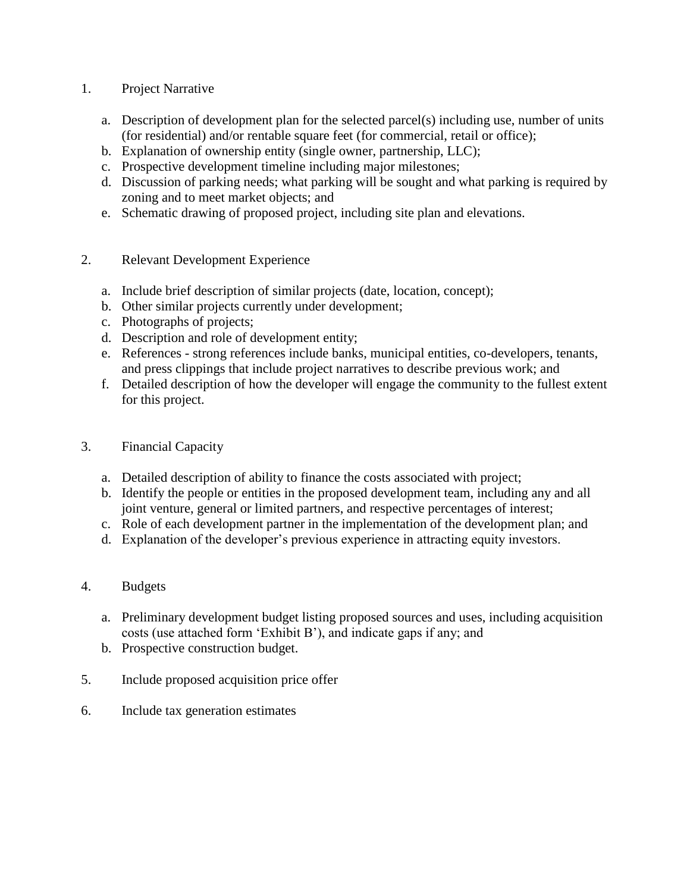1. Project Narrative

   a. Description of development plan for the selected parcel(s) including use, number of units (for residential) and/or rentable square feet (for commercial, retail or office);
   b. Explanation of ownership entity (single owner, partnership, LLC);
   c. Prospective development timeline including major milestones;
   d. Discussion of parking needs; what parking will be sought and what parking is required by zoning and to meet market objects; and
   e. Schematic drawing of proposed project, including site plan and elevations.

2. Relevant Development Experience

   a. Include brief description of similar projects (date, location, concept);
   b. Other similar projects currently under development;
   c. Photographs of projects;
   d. Description and role of development entity;
   e. References - strong references include banks, municipal entities, co-developers, tenants, and press clippings that include project narratives to describe previous work; and
   f. Detailed description of how the developer will engage the community to the fullest extent for this project.

3. Financial Capacity

   a. Detailed description of ability to finance the costs associated with project;
   b. Identify the people or entities in the proposed development team, including any and all joint venture, general or limited partners, and respective percentages of interest;
   c. Role of each development partner in the implementation of the development plan; and
   d. Explanation of the developer's previous experience in attracting equity investors.

4. Budgets

   a. Preliminary development budget listing proposed sources and uses, including acquisition costs (use attached form 'Exhibit B'), and indicate gaps if any; and
   b. Prospective construction budget.

5. Include proposed acquisition price offer

6. Include tax generation estimates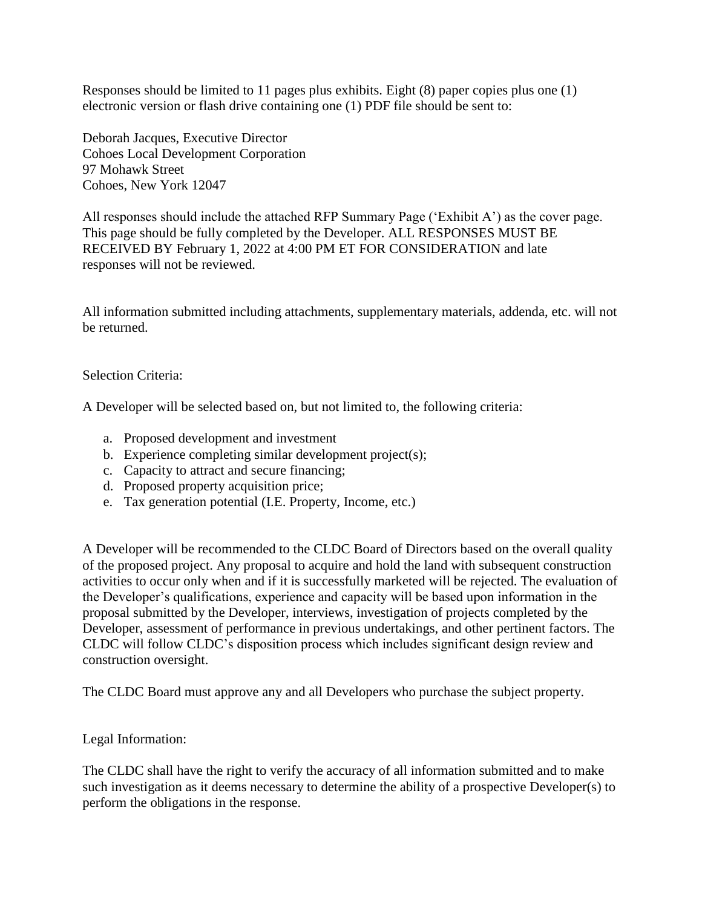Responses should be limited to 11 pages plus exhibits. Eight (8) paper copies plus one (1) electronic version or flash drive containing one (1) PDF file should be sent to:

Deborah Jacques, Executive Director
Cohoes Local Development Corporation
97 Mohawk Street
Cohoes, New York 12047

All responses should include the attached RFP Summary Page ('Exhibit A') as the cover page. This page should be fully completed by the Developer. ALL RESPONSES MUST BE RECEIVED BY February 1, 2022 at 4:00 PM ET FOR CONSIDERATION and late responses will not be reviewed.

All information submitted including attachments, supplementary materials, addenda, etc. will not be returned.

Selection Criteria:

A Developer will be selected based on, but not limited to, the following criteria:

a. Proposed development and investment
b. Experience completing similar development project(s);
c. Capacity to attract and secure financing;
d. Proposed property acquisition price;
e. Tax generation potential (I.E. Property, Income, etc.)

A Developer will be recommended to the CLDC Board of Directors based on the overall quality of the proposed project. Any proposal to acquire and hold the land with subsequent construction activities to occur only when and if it is successfully marketed will be rejected. The evaluation of the Developer's qualifications, experience and capacity will be based upon information in the proposal submitted by the Developer, interviews, investigation of projects completed by the Developer, assessment of performance in previous undertakings, and other pertinent factors. The CLDC will follow CLDC's disposition process which includes significant design review and construction oversight.

The CLDC Board must approve any and all Developers who purchase the subject property.

Legal Information:

The CLDC shall have the right to verify the accuracy of all information submitted and to make such investigation as it deems necessary to determine the ability of a prospective Developer(s) to perform the obligations in the response.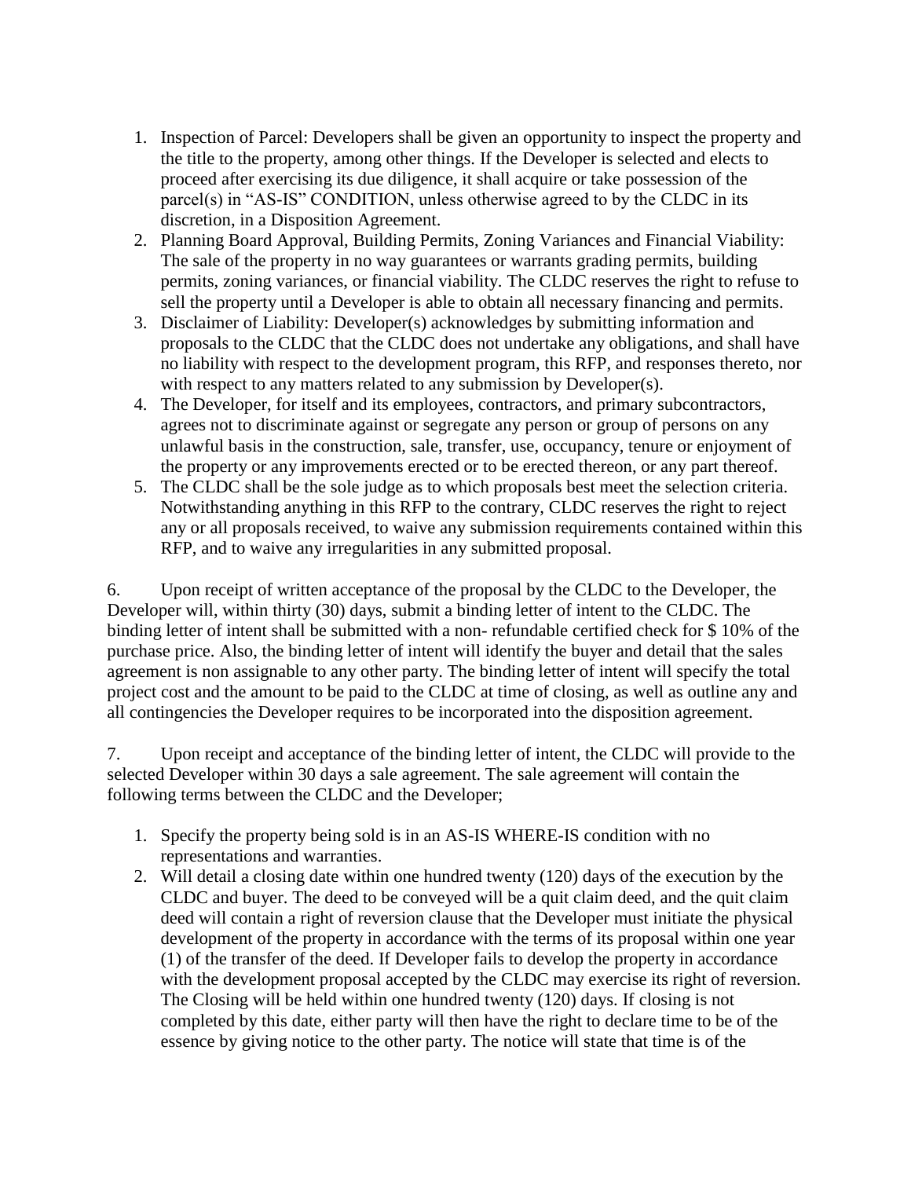1. Inspection of Parcel: Developers shall be given an opportunity to inspect the property and the title to the property, among other things. If the Developer is selected and elects to proceed after exercising its due diligence, it shall acquire or take possession of the parcel(s) in "AS-IS" CONDITION, unless otherwise agreed to by the CLDC in its discretion, in a Disposition Agreement.
2. Planning Board Approval, Building Permits, Zoning Variances and Financial Viability: The sale of the property in no way guarantees or warrants grading permits, building permits, zoning variances, or financial viability. The CLDC reserves the right to refuse to sell the property until a Developer is able to obtain all necessary financing and permits.
3. Disclaimer of Liability: Developer(s) acknowledges by submitting information and proposals to the CLDC that the CLDC does not undertake any obligations, and shall have no liability with respect to the development program, this RFP, and responses thereto, nor with respect to any matters related to any submission by Developer(s).
4. The Developer, for itself and its employees, contractors, and primary subcontractors, agrees not to discriminate against or segregate any person or group of persons on any unlawful basis in the construction, sale, transfer, use, occupancy, tenure or enjoyment of the property or any improvements erected or to be erected thereon, or any part thereof.
5. The CLDC shall be the sole judge as to which proposals best meet the selection criteria. Notwithstanding anything in this RFP to the contrary, CLDC reserves the right to reject any or all proposals received, to waive any submission requirements contained within this RFP, and to waive any irregularities in any submitted proposal.

6. Upon receipt of written acceptance of the proposal by the CLDC to the Developer, the Developer will, within thirty (30) days, submit a binding letter of intent to the CLDC. The binding letter of intent shall be submitted with a non- refundable certified check for $ 10% of the purchase price. Also, the binding letter of intent will identify the buyer and detail that the sales agreement is non assignable to any other party. The binding letter of intent will specify the total project cost and the amount to be paid to the CLDC at time of closing, as well as outline any and all contingencies the Developer requires to be incorporated into the disposition agreement.

7. Upon receipt and acceptance of the binding letter of intent, the CLDC will provide to the selected Developer within 30 days a sale agreement. The sale agreement will contain the following terms between the CLDC and the Developer;

1. Specify the property being sold is in an AS-IS WHERE-IS condition with no representations and warranties.
2. Will detail a closing date within one hundred twenty (120) days of the execution by the CLDC and buyer. The deed to be conveyed will be a quit claim deed, and the quit claim deed will contain a right of reversion clause that the Developer must initiate the physical development of the property in accordance with the terms of its proposal within one year (1) of the transfer of the deed. If Developer fails to develop the property in accordance with the development proposal accepted by the CLDC may exercise its right of reversion. The Closing will be held within one hundred twenty (120) days. If closing is not completed by this date, either party will then have the right to declare time to be of the essence by giving notice to the other party. The notice will state that time is of the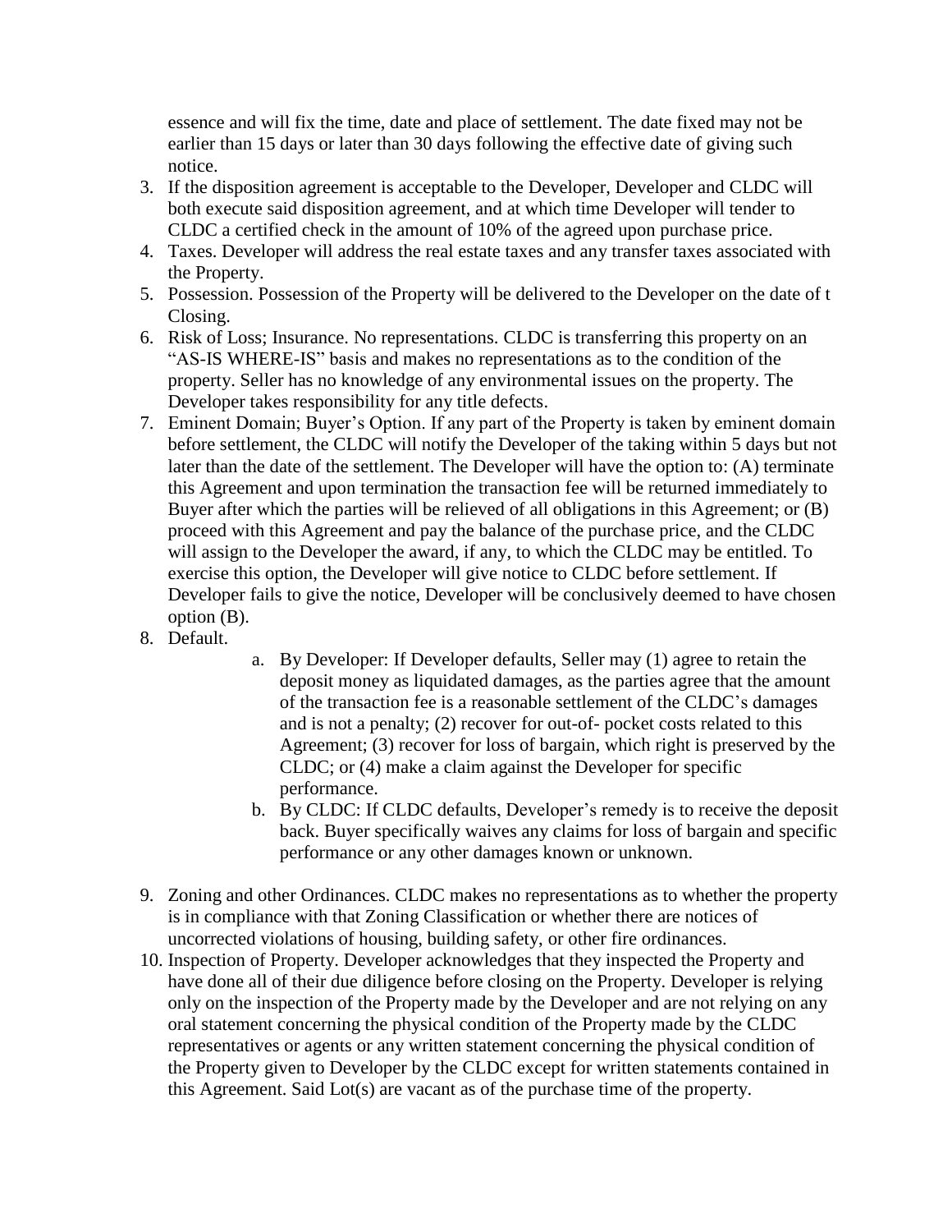essence and will fix the time, date and place of settlement. The date fixed may not be earlier than 15 days or later than 30 days following the effective date of giving such notice.

3. If the disposition agreement is acceptable to the Developer, Developer and CLDC will both execute said disposition agreement, and at which time Developer will tender to CLDC a certified check in the amount of 10% of the agreed upon purchase price.
4. Taxes. Developer will address the real estate taxes and any transfer taxes associated with the Property.
5. Possession. Possession of the Property will be delivered to the Developer on the date of t Closing.
6. Risk of Loss; Insurance. No representations. CLDC is transferring this property on an "AS-IS WHERE-IS" basis and makes no representations as to the condition of the property. Seller has no knowledge of any environmental issues on the property. The Developer takes responsibility for any title defects.
7. Eminent Domain; Buyer's Option. If any part of the Property is taken by eminent domain before settlement, the CLDC will notify the Developer of the taking within 5 days but not later than the date of the settlement. The Developer will have the option to: (A) terminate this Agreement and upon termination the transaction fee will be returned immediately to Buyer after which the parties will be relieved of all obligations in this Agreement; or (B) proceed with this Agreement and pay the balance of the purchase price, and the CLDC will assign to the Developer the award, if any, to which the CLDC may be entitled. To exercise this option, the Developer will give notice to CLDC before settlement. If Developer fails to give the notice, Developer will be conclusively deemed to have chosen option (B).
8. Default.
   a. By Developer: If Developer defaults, Seller may (1) agree to retain the deposit money as liquidated damages, as the parties agree that the amount of the transaction fee is a reasonable settlement of the CLDC's damages and is not a penalty; (2) recover for out-of- pocket costs related to this Agreement; (3) recover for loss of bargain, which right is preserved by the CLDC; or (4) make a claim against the Developer for specific performance.
   b. By CLDC: If CLDC defaults, Developer's remedy is to receive the deposit back. Buyer specifically waives any claims for loss of bargain and specific performance or any other damages known or unknown.
9. Zoning and other Ordinances. CLDC makes no representations as to whether the property is in compliance with that Zoning Classification or whether there are notices of uncorrected violations of housing, building safety, or other fire ordinances.
10. Inspection of Property. Developer acknowledges that they inspected the Property and have done all of their due diligence before closing on the Property. Developer is relying only on the inspection of the Property made by the Developer and are not relying on any oral statement concerning the physical condition of the Property made by the CLDC representatives or agents or any written statement concerning the physical condition of the Property given to Developer by the CLDC except for written statements contained in this Agreement. Said Lot(s) are vacant as of the purchase time of the property.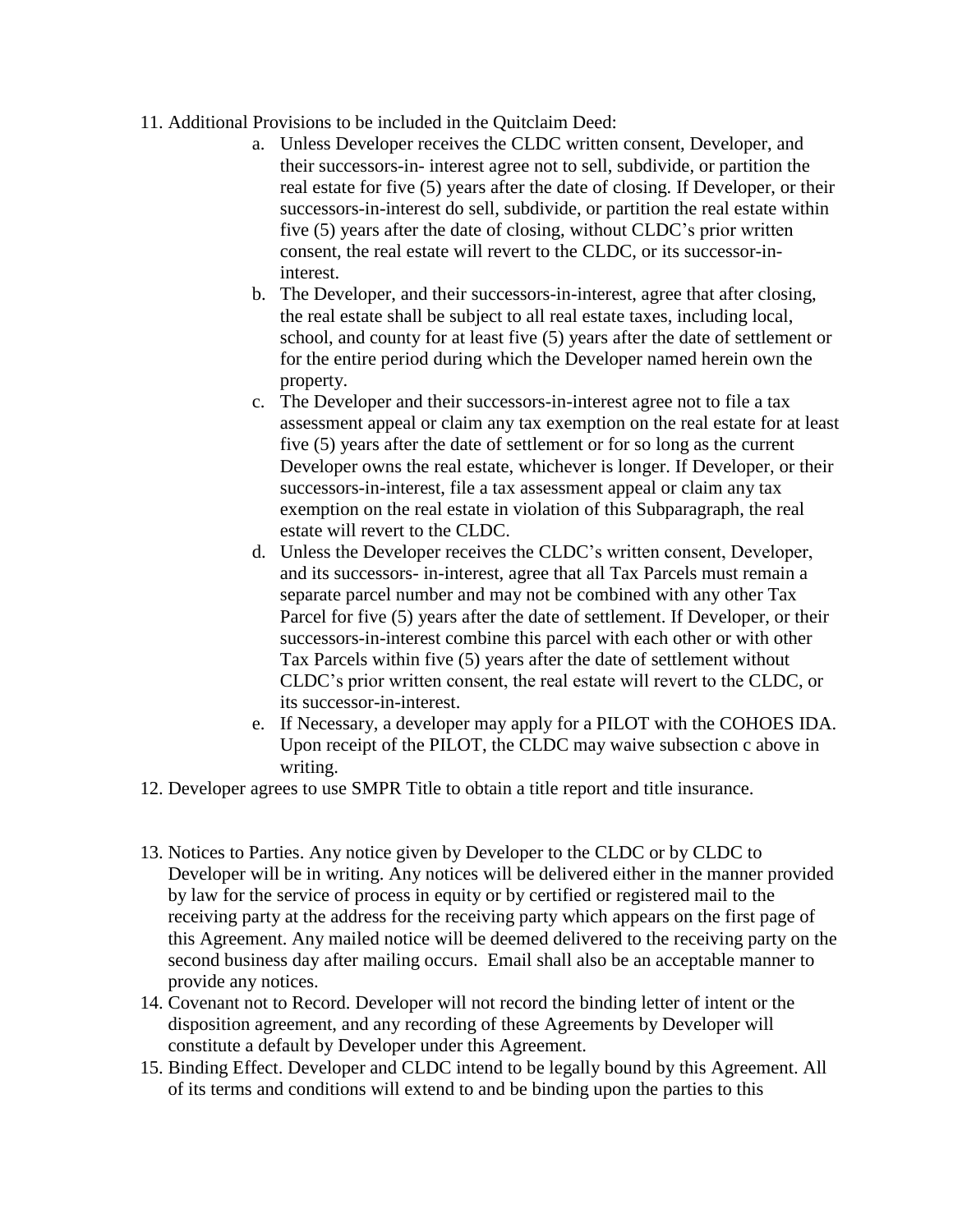11. Additional Provisions to be included in the Quitclaim Deed:
    a. Unless Developer receives the CLDC written consent, Developer, and their successors-in- interest agree not to sell, subdivide, or partition the real estate for five (5) years after the date of closing. If Developer, or their successors-in-interest do sell, subdivide, or partition the real estate within five (5) years after the date of closing, without CLDC's prior written consent, the real estate will revert to the CLDC, or its successor-in-interest.
    b. The Developer, and their successors-in-interest, agree that after closing, the real estate shall be subject to all real estate taxes, including local, school, and county for at least five (5) years after the date of settlement or for the entire period during which the Developer named herein own the property.
    c. The Developer and their successors-in-interest agree not to file a tax assessment appeal or claim any tax exemption on the real estate for at least five (5) years after the date of settlement or for so long as the current Developer owns the real estate, whichever is longer. If Developer, or their successors-in-interest, file a tax assessment appeal or claim any tax exemption on the real estate in violation of this Subparagraph, the real estate will revert to the CLDC.
    d. Unless the Developer receives the CLDC's written consent, Developer, and its successors- in-interest, agree that all Tax Parcels must remain a separate parcel number and may not be combined with any other Tax Parcel for five (5) years after the date of settlement. If Developer, or their successors-in-interest combine this parcel with each other or with other Tax Parcels within five (5) years after the date of settlement without CLDC's prior written consent, the real estate will revert to the CLDC, or its successor-in-interest.
    e. If Necessary, a developer may apply for a PILOT with the COHOES IDA. Upon receipt of the PILOT, the CLDC may waive subsection c above in writing.
12. Developer agrees to use SMPR Title to obtain a title report and title insurance.
13. Notices to Parties. Any notice given by Developer to the CLDC or by CLDC to Developer will be in writing. Any notices will be delivered either in the manner provided by law for the service of process in equity or by certified or registered mail to the receiving party at the address for the receiving party which appears on the first page of this Agreement. Any mailed notice will be deemed delivered to the receiving party on the second business day after mailing occurs. Email shall also be an acceptable manner to provide any notices.
14. Covenant not to Record. Developer will not record the binding letter of intent or the disposition agreement, and any recording of these Agreements by Developer will constitute a default by Developer under this Agreement.
15. Binding Effect. Developer and CLDC intend to be legally bound by this Agreement. All of its terms and conditions will extend to and be binding upon the parties to this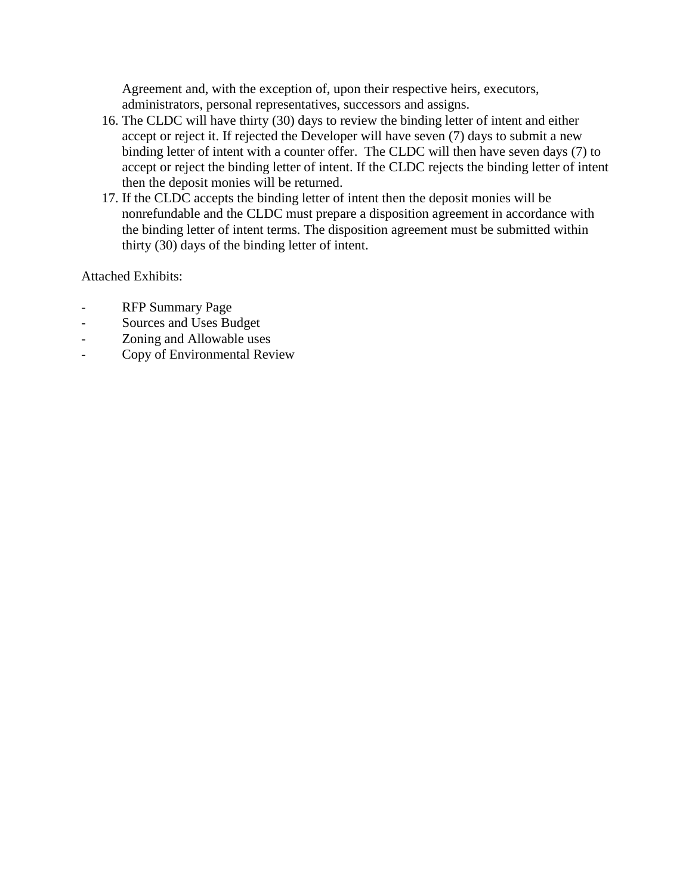Agreement and, with the exception of, upon their respective heirs, executors, administrators, personal representatives, successors and assigns.

16. The CLDC will have thirty (30) days to review the binding letter of intent and either accept or reject it. If rejected the Developer will have seven (7) days to submit a new binding letter of intent with a counter offer. The CLDC will then have seven days (7) to accept or reject the binding letter of intent. If the CLDC rejects the binding letter of intent then the deposit monies will be returned.
17. If the CLDC accepts the binding letter of intent then the deposit monies will be nonrefundable and the CLDC must prepare a disposition agreement in accordance with the binding letter of intent terms. The disposition agreement must be submitted within thirty (30) days of the binding letter of intent.

Attached Exhibits:

- RFP Summary Page
- Sources and Uses Budget
- Zoning and Allowable uses
- Copy of Environmental Review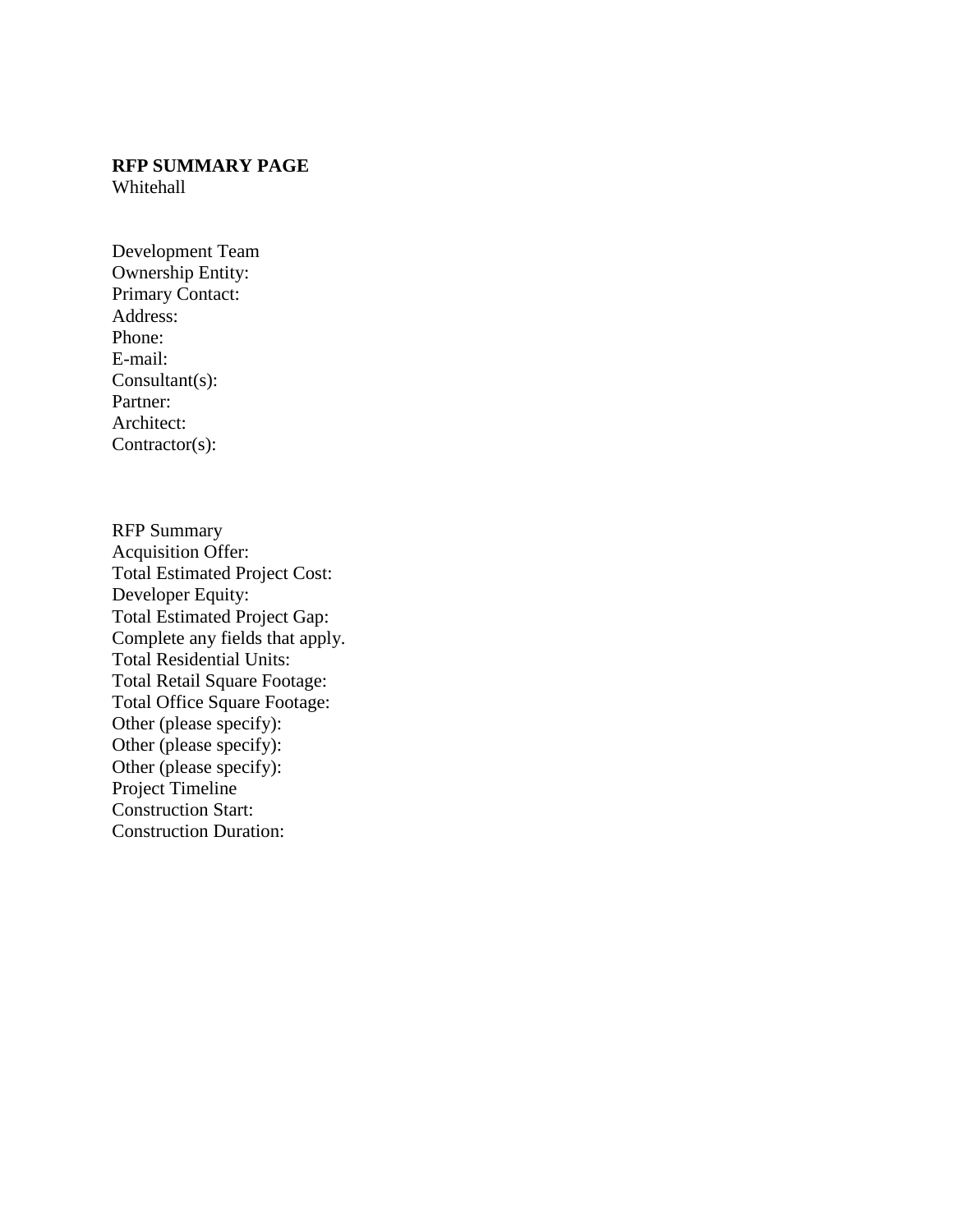**RFP SUMMARY PAGE**
Whitehall

Development Team
Ownership Entity:
Primary Contact:
Address:
Phone:
E-mail:
Consultant(s):
Partner:
Architect:
Contractor(s):

RFP Summary
Acquisition Offer:
Total Estimated Project Cost:
Developer Equity:
Total Estimated Project Gap:
Complete any fields that apply.
Total Residential Units:
Total Retail Square Footage:
Total Office Square Footage:
Other (please specify):
Other (please specify):
Other (please specify):
Project Timeline
Construction Start:
Construction Duration: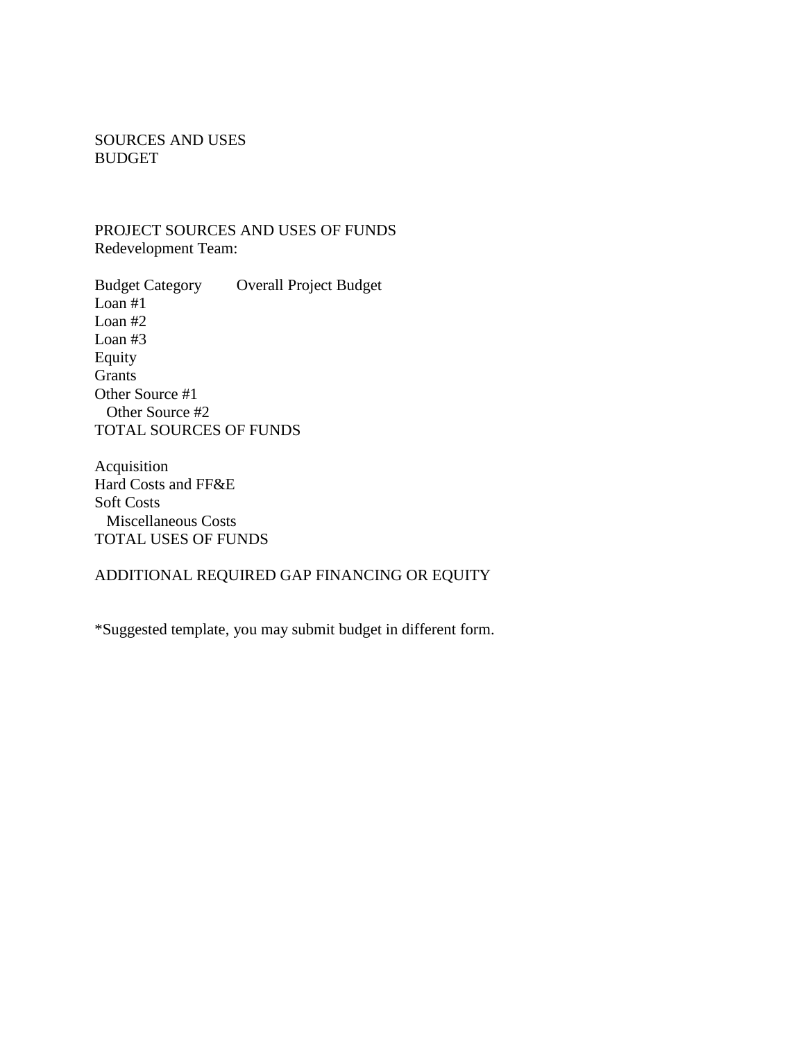SOURCES AND USES
BUDGET

PROJECT SOURCES AND USES OF FUNDS
Redevelopment Team:

| Budget Category | Overall Project Budget |
| --- | --- |
| Loan #1 | |
| Loan #2 | |
| Loan #3 | |
| Equity | |
| Grants | |
| Other Source #1 | |
| Other Source #2 | |
| TOTAL SOURCES OF FUNDS | |
| | |
| Acquisition | |
| Hard Costs and FF&E | |
| Soft Costs | |
| Miscellaneous Costs | |
| TOTAL USES OF FUNDS | |
| | |
| ADDITIONAL REQUIRED GAP FINANCING OR EQUITY | |

*Suggested template, you may submit budget in different form.